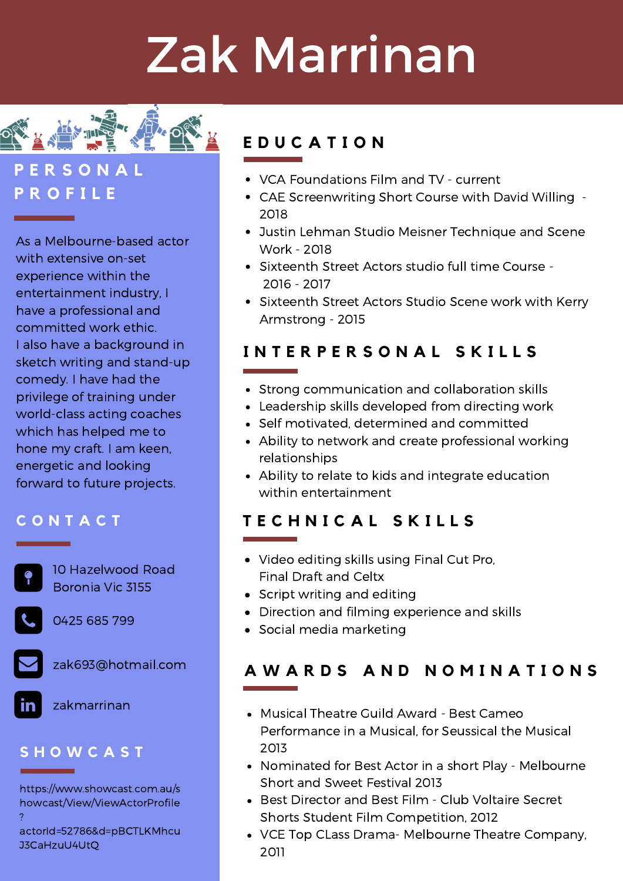# Zak Marrinan

## PERSONAL PROFILE

As a Melbourne-based actor with extensive on-set experience within the entertainment industry, I have a professional and committed work ethic.
I also have a background in sketch writing and stand-up comedy. I have had the privilege of training under world-class acting coaches which has helped me to hone my craft. I am keen, energetic and looking forward to future projects.

## CONTACT

10 Hazelwood Road
Boronia Vic 3155

0425 685 799

zak693@hotmail.com

zakmarrinan

## SHOWCAST

https://www.showcast.com.au/showcast/View/ViewActorProfile?actorId=52786&d=pBCTLKMhcuJ3CaHzuU4UtQ

## EDUCATION

- VCA Foundations Film and TV - current
- CAE Screenwriting Short Course with David Willing - 2018
- Justin Lehman Studio Meisner Technique and Scene Work - 2018
- Sixteenth Street Actors studio full time Course - 2016 - 2017
- Sixteenth Street Actors Studio Scene work with Kerry Armstrong - 2015

## INTERPERSONAL SKILLS

- Strong communication and collaboration skills
- Leadership skills developed from directing work
- Self motivated, determined and committed
- Ability to network and create professional working relationships
- Ability to relate to kids and integrate education within entertainment

## TECHNICAL SKILLS

- Video editing skills using Final Cut Pro, Final Draft and Celtx
- Script writing and editing
- Direction and filming experience and skills
- Social media marketing

## AWARDS AND NOMINATIONS

- Musical Theatre Guild Award - Best Cameo Performance in a Musical, for Seussical the Musical 2013
- Nominated for Best Actor in a short Play - Melbourne Short and Sweet Festival 2013
- Best Director and Best Film - Club Voltaire Secret Shorts Student Film Competition, 2012
- VCE Top CLass Drama- Melbourne Theatre Company, 2011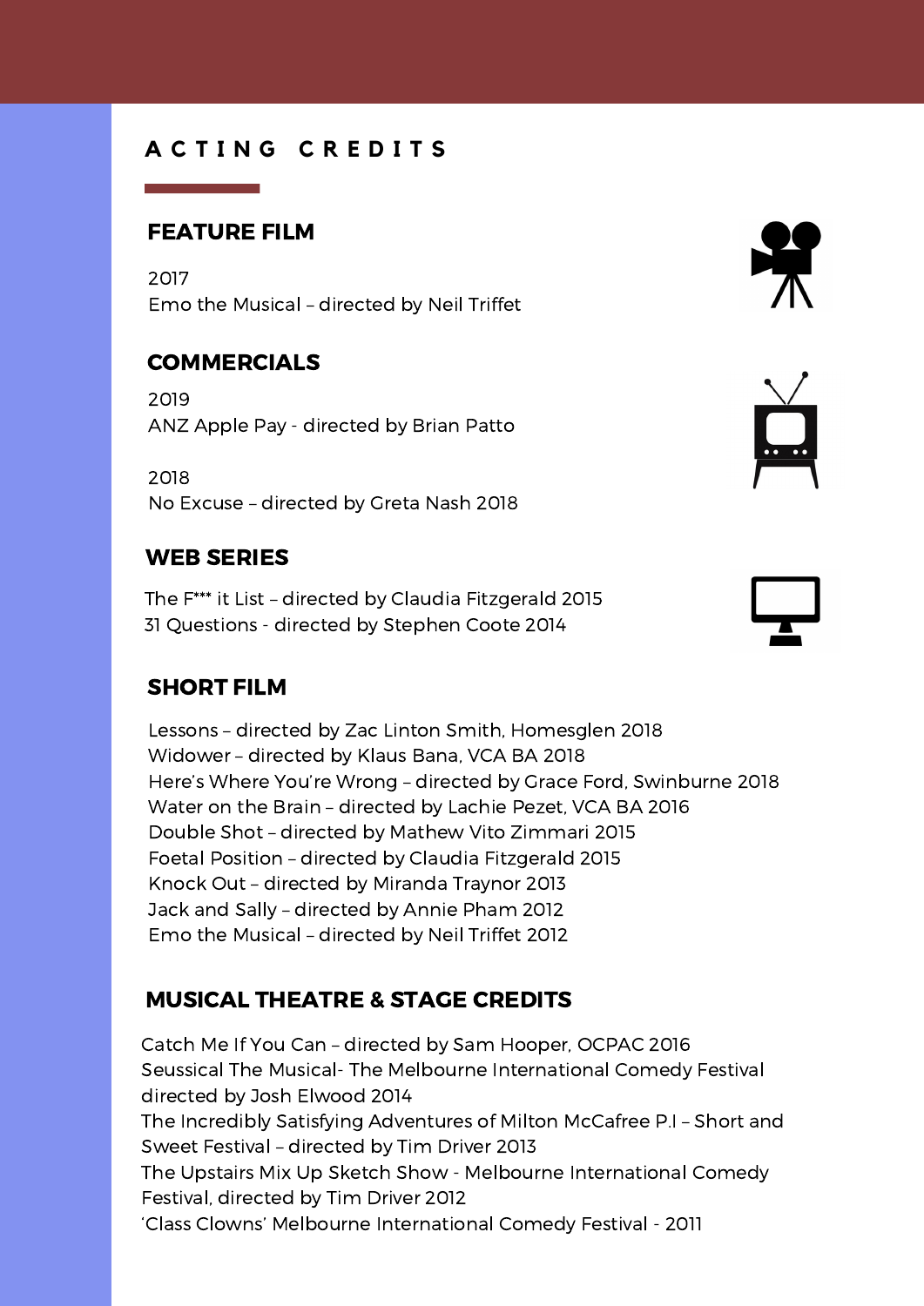# ACTING CREDITS

## FEATURE FILM

2017
Emo the Musical – directed by Neil Triffet

## COMMERCIALS

2019
ANZ Apple Pay - directed by Brian Patto

2018
No Excuse – directed by Greta Nash 2018

## WEB SERIES

The F*** it List – directed by Claudia Fitzgerald 2015
31 Questions - directed by Stephen Coote 2014

## SHORT FILM

Lessons – directed by Zac Linton Smith, Homesglen 2018
Widower – directed by Klaus Bana, VCA BA 2018
Here's Where You're Wrong – directed by Grace Ford, Swinburne 2018
Water on the Brain – directed by Lachie Pezet, VCA BA 2016
Double Shot – directed by Mathew Vito Zimmari 2015
Foetal Position – directed by Claudia Fitzgerald 2015
Knock Out – directed by Miranda Traynor 2013
Jack and Sally – directed by Annie Pham 2012
Emo the Musical – directed by Neil Triffet 2012

## MUSICAL THEATRE & STAGE CREDITS

Catch Me If You Can – directed by Sam Hooper, OCPAC 2016
Seussical The Musical- The Melbourne International Comedy Festival directed by Josh Elwood 2014
The Incredibly Satisfying Adventures of Milton McCafree P.I – Short and Sweet Festival – directed by Tim Driver 2013
The Upstairs Mix Up Sketch Show - Melbourne International Comedy Festival, directed by Tim Driver 2012
'Class Clowns' Melbourne International Comedy Festival - 2011